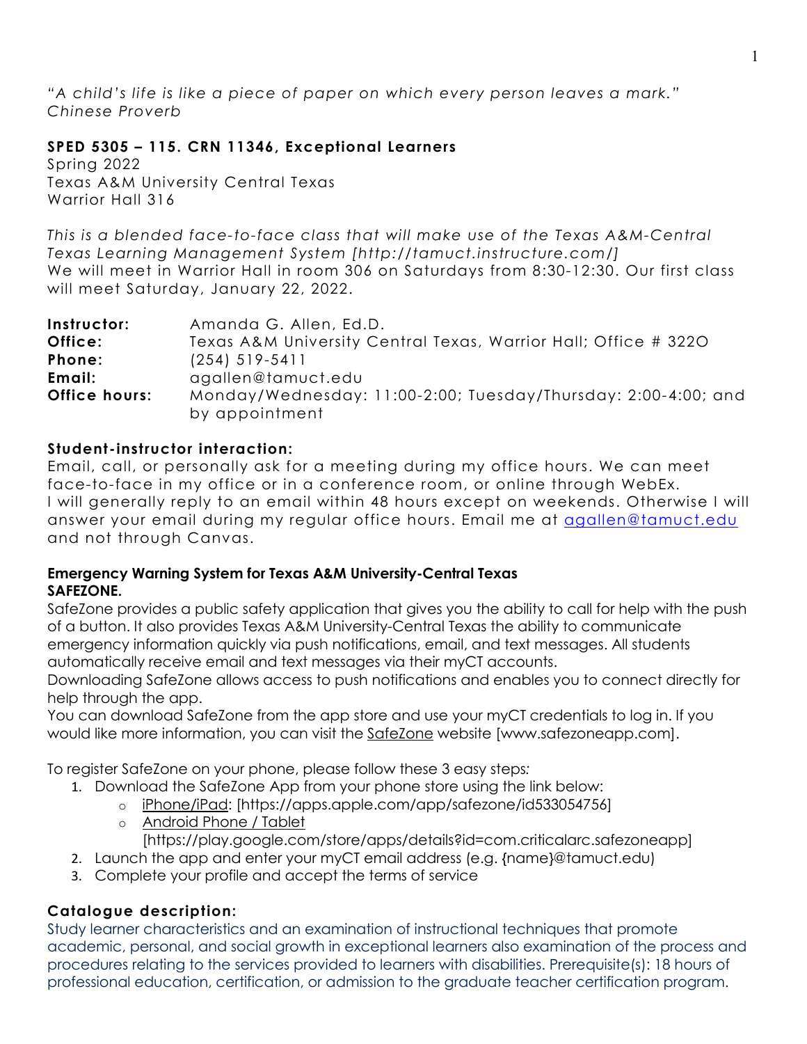*"A child's life is like a piece of paper on which every person leaves a mark." Chinese Proverb*

**SPED 5305 – 115. CRN 11346, Exceptional Learners**
Spring 2022
Texas A&M University Central Texas
Warrior Hall 316

*This is a blended face-to-face class that will make use of the Texas A&M-Central Texas Learning Management System [http://tamuct.instructure.com/]*
We will meet in Warrior Hall in room 306 on Saturdays from 8:30-12:30. Our first class will meet Saturday, January 22, 2022.

| | |
|---|---|
| **Instructor:** | Amanda G. Allen, Ed.D. |
| **Office:** | Texas A&M University Central Texas, Warrior Hall; Office # 322O |
| **Phone:** | (254) 519-5411 |
| **Email:** | agallen@tamuct.edu |
| **Office hours:** | Monday/Wednesday: 11:00-2:00; Tuesday/Thursday: 2:00-4:00; and by appointment |

**Student-instructor interaction:**
Email, call, or personally ask for a meeting during my office hours. We can meet face-to-face in my office or in a conference room, or online through WebEx.
I will generally reply to an email within 48 hours except on weekends. Otherwise I will answer your email during my regular office hours. Email me at agallen@tamuct.edu and not through Canvas.

**Emergency Warning System for Texas A&M University-Central Texas**
**SAFEZONE.**
SafeZone provides a public safety application that gives you the ability to call for help with the push of a button. It also provides Texas A&M University-Central Texas the ability to communicate emergency information quickly via push notifications, email, and text messages. All students automatically receive email and text messages via their myCT accounts.
Downloading SafeZone allows access to push notifications and enables you to connect directly for help through the app.
You can download SafeZone from the app store and use your myCT credentials to log in. If you would like more information, you can visit the SafeZone website [www.safezoneapp.com].

To register SafeZone on your phone, please follow these 3 easy steps:

1. Download the SafeZone App from your phone store using the link below:
   - iPhone/iPad: [https://apps.apple.com/app/safezone/id533054756]
   - Android Phone / Tablet [https://play.google.com/store/apps/details?id=com.criticalarc.safezoneapp]
2. Launch the app and enter your myCT email address (e.g. {name}@tamuct.edu)
3. Complete your profile and accept the terms of service

**Catalogue description:**
Study learner characteristics and an examination of instructional techniques that promote academic, personal, and social growth in exceptional learners also examination of the process and procedures relating to the services provided to learners with disabilities. Prerequisite(s): 18 hours of professional education, certification, or admission to the graduate teacher certification program.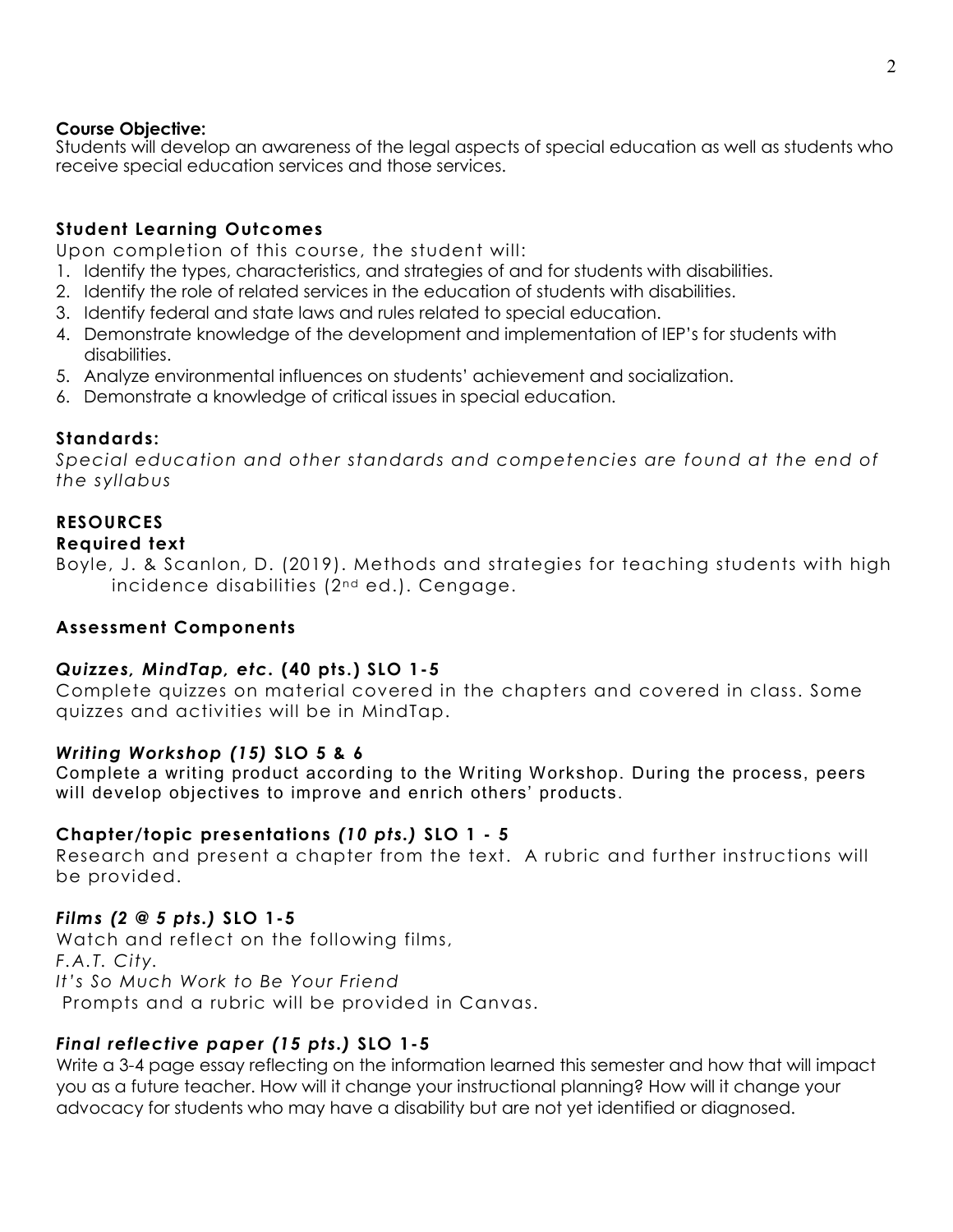**Course Objective:**
Students will develop an awareness of the legal aspects of special education as well as students who receive special education services and those services.

## Student Learning Outcomes

Upon completion of this course, the student will:

1. Identify the types, characteristics, and strategies of and for students with disabilities.
2. Identify the role of related services in the education of students with disabilities.
3. Identify federal and state laws and rules related to special education.
4. Demonstrate knowledge of the development and implementation of IEP's for students with disabilities.
5. Analyze environmental influences on students' achievement and socialization.
6. Demonstrate a knowledge of critical issues in special education.

## Standards:

*Special education and other standards and competencies are found at the end of the syllabus*

## RESOURCES

### Required text

Boyle, J. & Scanlon, D. (2019). Methods and strategies for teaching students with high incidence disabilities (2nd ed.). Cengage.

## Assessment Components

### *Quizzes, MindTap, etc.* (40 pts.) SLO 1-5

Complete quizzes on material covered in the chapters and covered in class. Some quizzes and activities will be in MindTap.

### *Writing Workshop (15)* SLO 5 & 6

Complete a writing product according to the Writing Workshop. During the process, peers will develop objectives to improve and enrich others' products.

### Chapter/topic presentations *(10 pts.)* SLO 1 - 5

Research and present a chapter from the text. A rubric and further instructions will be provided.

### *Films (2 @ 5 pts.)* SLO 1-5

Watch and reflect on the following films,
*F.A.T. City.*
*It's So Much Work to Be Your Friend*
Prompts and a rubric will be provided in Canvas.

### *Final reflective paper (15 pts.)* SLO 1-5

Write a 3-4 page essay reflecting on the information learned this semester and how that will impact you as a future teacher. How will it change your instructional planning? How will it change your advocacy for students who may have a disability but are not yet identified or diagnosed.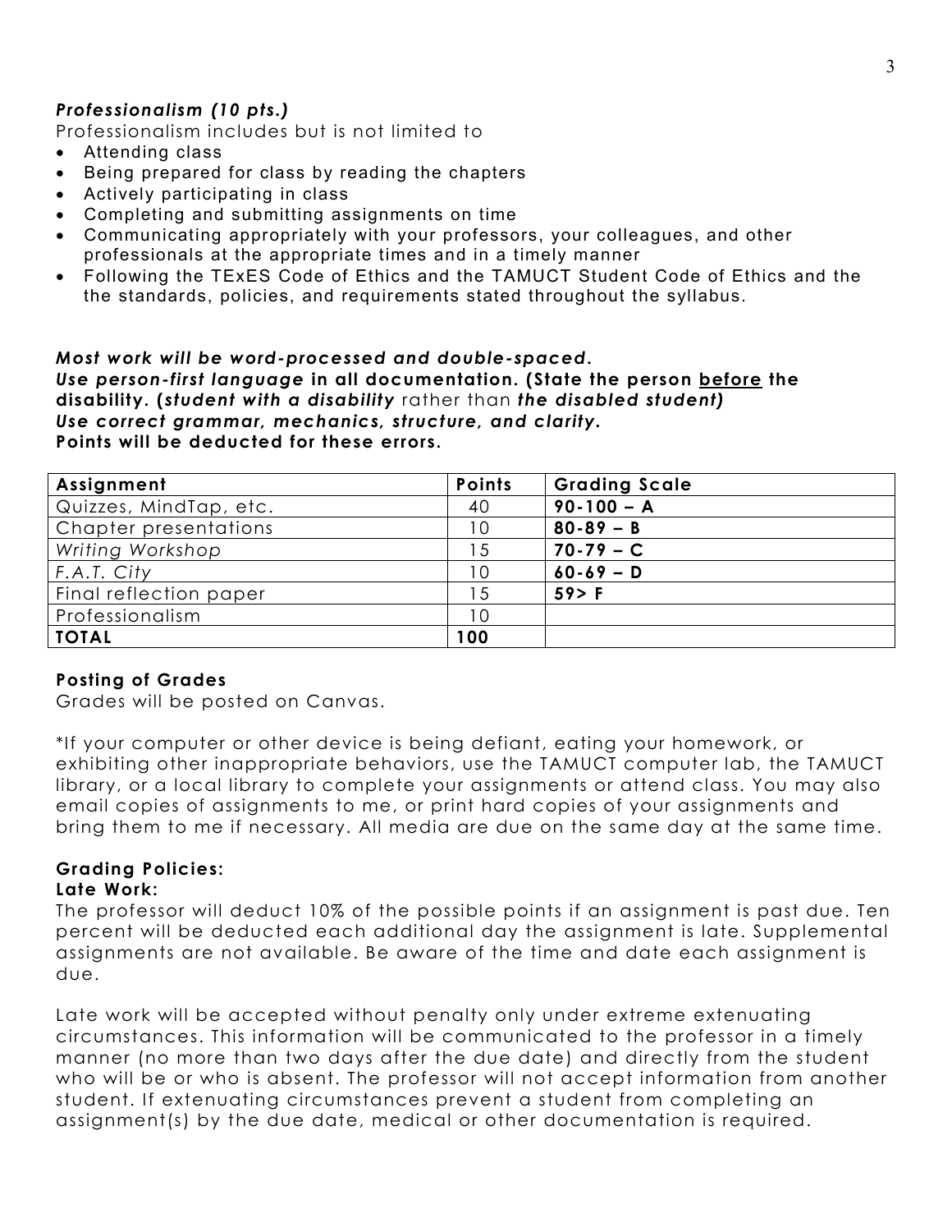***Professionalism (10 pts.)***

Professionalism includes but is not limited to

- Attending class
- Being prepared for class by reading the chapters
- Actively participating in class
- Completing and submitting assignments on time
- Communicating appropriately with your professors, your colleagues, and other professionals at the appropriate times and in a timely manner
- Following the TExES Code of Ethics and the TAMUCT Student Code of Ethics and the the standards, policies, and requirements stated throughout the syllabus.

***Most work will be word-processed and double-spaced.***
***Use person-first language* in all documentation. (State the person <u>before</u> the disability. (*student with a disability* rather than *the disabled student)***
***Use correct grammar, mechanics, structure, and clarity.***
**Points will be deducted for these errors.**

| **Assignment** | **Points** | **Grading Scale** |
|---|---|---|
| Quizzes, MindTap, etc. | 40 | **90-100 – A** |
| Chapter presentations | 10 | **80-89 – B** |
| *Writing Workshop* | 15 | **70-79 – C** |
| *F.A.T. City* | 10 | **60-69 – D** |
| Final reflection paper | 15 | **59> F** |
| Professionalism | 10 | |
| **TOTAL** | **100** | |

**Posting of Grades**

Grades will be posted on Canvas.

*If your computer or other device is being defiant, eating your homework, or exhibiting other inappropriate behaviors, use the TAMUCT computer lab, the TAMUCT library, or a local library to complete your assignments or attend class. You may also email copies of assignments to me, or print hard copies of your assignments and bring them to me if necessary. All media are due on the same day at the same time.

**Grading Policies:**

**Late Work:**

The professor will deduct 10% of the possible points if an assignment is past due. Ten percent will be deducted each additional day the assignment is late. Supplemental assignments are not available. Be aware of the time and date each assignment is due.

Late work will be accepted without penalty only under extreme extenuating circumstances. This information will be communicated to the professor in a timely manner (no more than two days after the due date) and directly from the student who will be or who is absent. The professor will not accept information from another student. If extenuating circumstances prevent a student from completing an assignment(s) by the due date, medical or other documentation is required.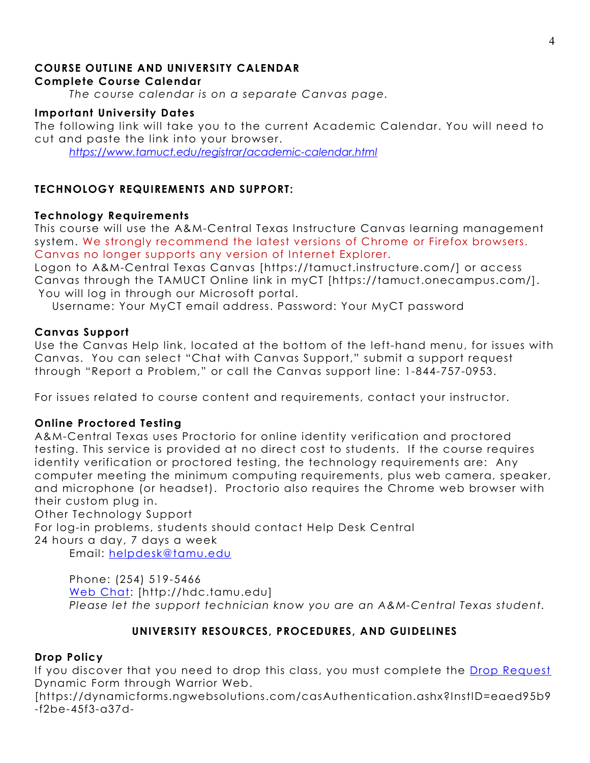## COURSE OUTLINE AND UNIVERSITY CALENDAR

### Complete Course Calendar

*The course calendar is on a separate Canvas page.*

### Important University Dates

The following link will take you to the current Academic Calendar. You will need to cut and paste the link into your browser.

*https://www.tamuct.edu/registrar/academic-calendar.html*

## TECHNOLOGY REQUIREMENTS AND SUPPORT:

### Technology Requirements

This course will use the A&M-Central Texas Instructure Canvas learning management system. We strongly recommend the latest versions of Chrome or Firefox browsers. Canvas no longer supports any version of Internet Explorer.

Logon to A&M-Central Texas Canvas [https://tamuct.instructure.com/] or access Canvas through the TAMUCT Online link in myCT [https://tamuct.onecampus.com/]. You will log in through our Microsoft portal.

Username: Your MyCT email address. Password: Your MyCT password

### Canvas Support

Use the Canvas Help link, located at the bottom of the left-hand menu, for issues with Canvas. You can select "Chat with Canvas Support," submit a support request through "Report a Problem," or call the Canvas support line: 1-844-757-0953.

For issues related to course content and requirements, contact your instructor.

### Online Proctored Testing

A&M-Central Texas uses Proctorio for online identity verification and proctored testing. This service is provided at no direct cost to students. If the course requires identity verification or proctored testing, the technology requirements are: Any computer meeting the minimum computing requirements, plus web camera, speaker, and microphone (or headset). Proctorio also requires the Chrome web browser with their custom plug in.

Other Technology Support

For log-in problems, students should contact Help Desk Central

24 hours a day, 7 days a week

Email: helpdesk@tamu.edu

Phone: (254) 519-5466

Web Chat: [http://hdc.tamu.edu]

*Please let the support technician know you are an A&M-Central Texas student.*

## UNIVERSITY RESOURCES, PROCEDURES, AND GUIDELINES

### Drop Policy

If you discover that you need to drop this class, you must complete the Drop Request Dynamic Form through Warrior Web.

[https://dynamicforms.ngwebsolutions.com/casAuthentication.ashx?InstID=eaed95b9-f2be-45f3-a37d-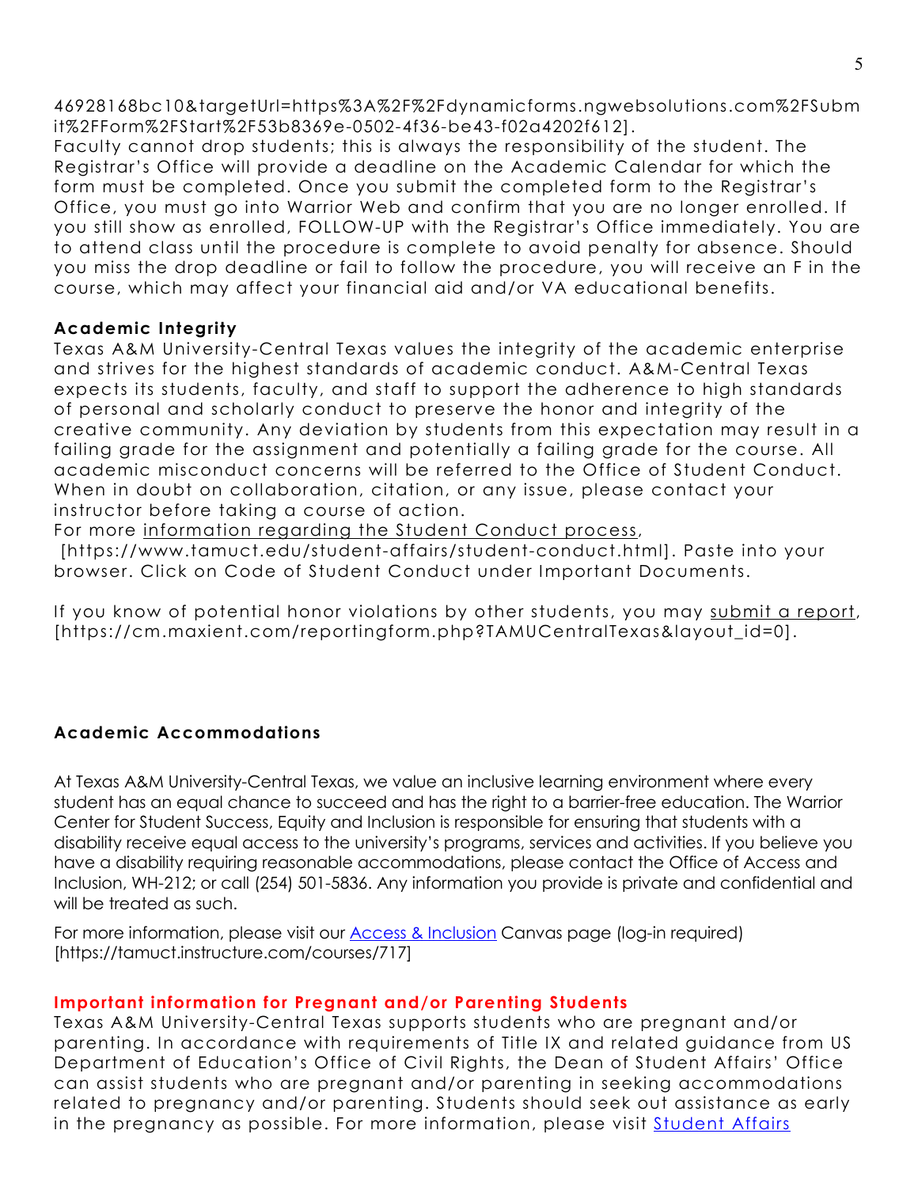46928168bc10&targetUrl=https%3A%2F%2Fdynamicforms.ngwebsolutions.com%2FSubmit%2FForm%2FStart%2F53b8369e-0502-4f36-be43-f02a4202f612].
Faculty cannot drop students; this is always the responsibility of the student. The Registrar's Office will provide a deadline on the Academic Calendar for which the form must be completed. Once you submit the completed form to the Registrar's Office, you must go into Warrior Web and confirm that you are no longer enrolled. If you still show as enrolled, FOLLOW-UP with the Registrar's Office immediately. You are to attend class until the procedure is complete to avoid penalty for absence. Should you miss the drop deadline or fail to follow the procedure, you will receive an F in the course, which may affect your financial aid and/or VA educational benefits.

### Academic Integrity

Texas A&M University-Central Texas values the integrity of the academic enterprise and strives for the highest standards of academic conduct. A&M-Central Texas expects its students, faculty, and staff to support the adherence to high standards of personal and scholarly conduct to preserve the honor and integrity of the creative community. Any deviation by students from this expectation may result in a failing grade for the assignment and potentially a failing grade for the course. All academic misconduct concerns will be referred to the Office of Student Conduct. When in doubt on collaboration, citation, or any issue, please contact your instructor before taking a course of action.
For more information regarding the Student Conduct process, [https://www.tamuct.edu/student-affairs/student-conduct.html]. Paste into your browser. Click on Code of Student Conduct under Important Documents.

If you know of potential honor violations by other students, you may submit a report, [https://cm.maxient.com/reportingform.php?TAMUCentralTexas&layout_id=0].

### Academic Accommodations

At Texas A&M University-Central Texas, we value an inclusive learning environment where every student has an equal chance to succeed and has the right to a barrier-free education. The Warrior Center for Student Success, Equity and Inclusion is responsible for ensuring that students with a disability receive equal access to the university's programs, services and activities. If you believe you have a disability requiring reasonable accommodations, please contact the Office of Access and Inclusion, WH-212; or call (254) 501-5836. Any information you provide is private and confidential and will be treated as such.

For more information, please visit our Access & Inclusion Canvas page (log-in required) [https://tamuct.instructure.com/courses/717]

### Important information for Pregnant and/or Parenting Students

Texas A&M University-Central Texas supports students who are pregnant and/or parenting. In accordance with requirements of Title IX and related guidance from US Department of Education's Office of Civil Rights, the Dean of Student Affairs' Office can assist students who are pregnant and/or parenting in seeking accommodations related to pregnancy and/or parenting. Students should seek out assistance as early in the pregnancy as possible. For more information, please visit Student Affairs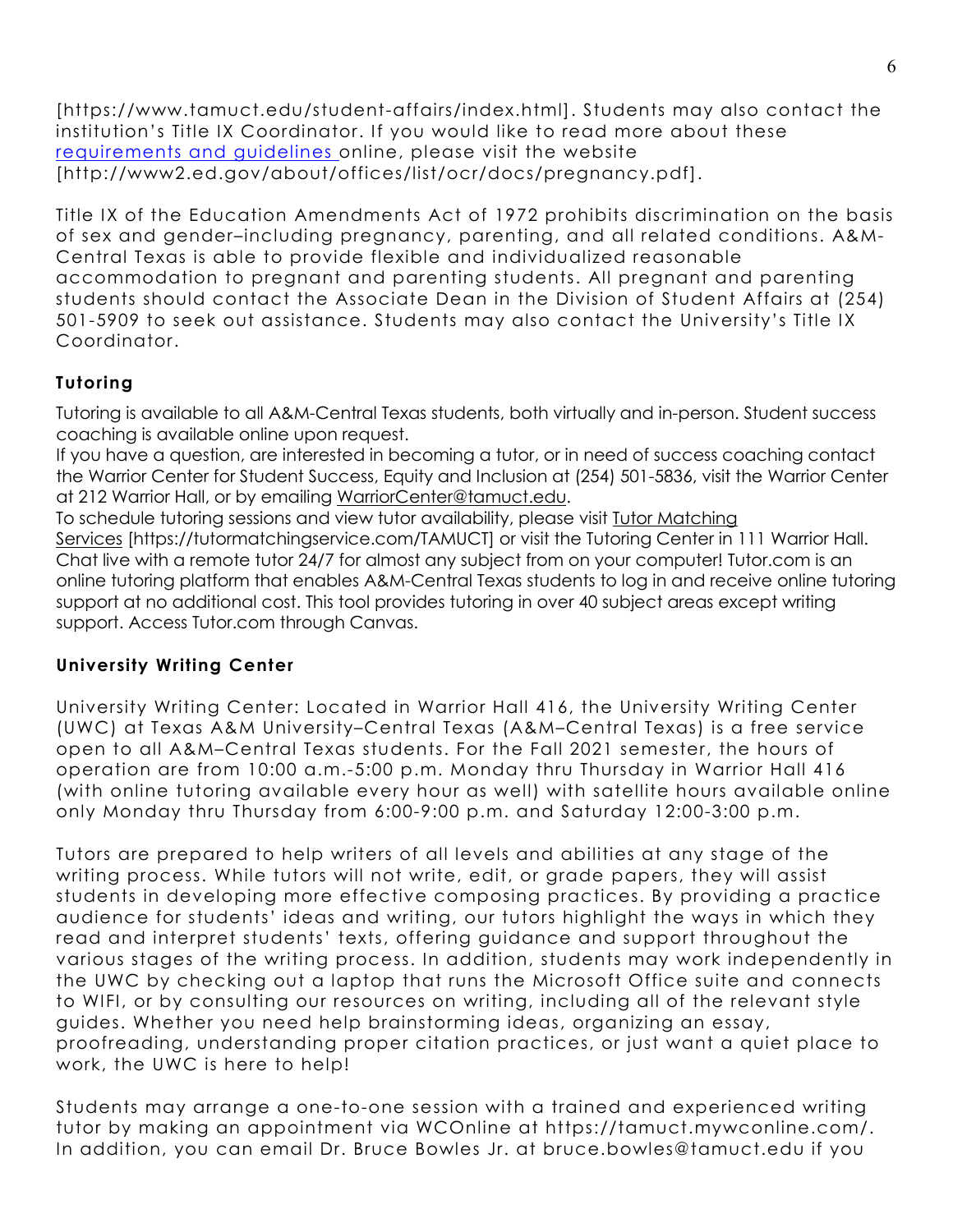[https://www.tamuct.edu/student-affairs/index.html]. Students may also contact the institution's Title IX Coordinator. If you would like to read more about these requirements and guidelines online, please visit the website [http://www2.ed.gov/about/offices/list/ocr/docs/pregnancy.pdf].

Title IX of the Education Amendments Act of 1972 prohibits discrimination on the basis of sex and gender–including pregnancy, parenting, and all related conditions. A&M-Central Texas is able to provide flexible and individualized reasonable accommodation to pregnant and parenting students. All pregnant and parenting students should contact the Associate Dean in the Division of Student Affairs at (254) 501-5909 to seek out assistance. Students may also contact the University's Title IX Coordinator.

### Tutoring

Tutoring is available to all A&M-Central Texas students, both virtually and in-person. Student success coaching is available online upon request.

If you have a question, are interested in becoming a tutor, or in need of success coaching contact the Warrior Center for Student Success, Equity and Inclusion at (254) 501-5836, visit the Warrior Center at 212 Warrior Hall, or by emailing WarriorCenter@tamuct.edu.

To schedule tutoring sessions and view tutor availability, please visit Tutor Matching Services [https://tutormatchingservice.com/TAMUCT] or visit the Tutoring Center in 111 Warrior Hall. Chat live with a remote tutor 24/7 for almost any subject from on your computer! Tutor.com is an online tutoring platform that enables A&M-Central Texas students to log in and receive online tutoring support at no additional cost. This tool provides tutoring in over 40 subject areas except writing support. Access Tutor.com through Canvas.

### University Writing Center

University Writing Center: Located in Warrior Hall 416, the University Writing Center (UWC) at Texas A&M University–Central Texas (A&M–Central Texas) is a free service open to all A&M–Central Texas students. For the Fall 2021 semester, the hours of operation are from 10:00 a.m.-5:00 p.m. Monday thru Thursday in Warrior Hall 416 (with online tutoring available every hour as well) with satellite hours available online only Monday thru Thursday from 6:00-9:00 p.m. and Saturday 12:00-3:00 p.m.

Tutors are prepared to help writers of all levels and abilities at any stage of the writing process. While tutors will not write, edit, or grade papers, they will assist students in developing more effective composing practices. By providing a practice audience for students' ideas and writing, our tutors highlight the ways in which they read and interpret students' texts, offering guidance and support throughout the various stages of the writing process. In addition, students may work independently in the UWC by checking out a laptop that runs the Microsoft Office suite and connects to WIFI, or by consulting our resources on writing, including all of the relevant style guides. Whether you need help brainstorming ideas, organizing an essay, proofreading, understanding proper citation practices, or just want a quiet place to work, the UWC is here to help!

Students may arrange a one-to-one session with a trained and experienced writing tutor by making an appointment via WCOnline at https://tamuct.mywconline.com/. In addition, you can email Dr. Bruce Bowles Jr. at bruce.bowles@tamuct.edu if you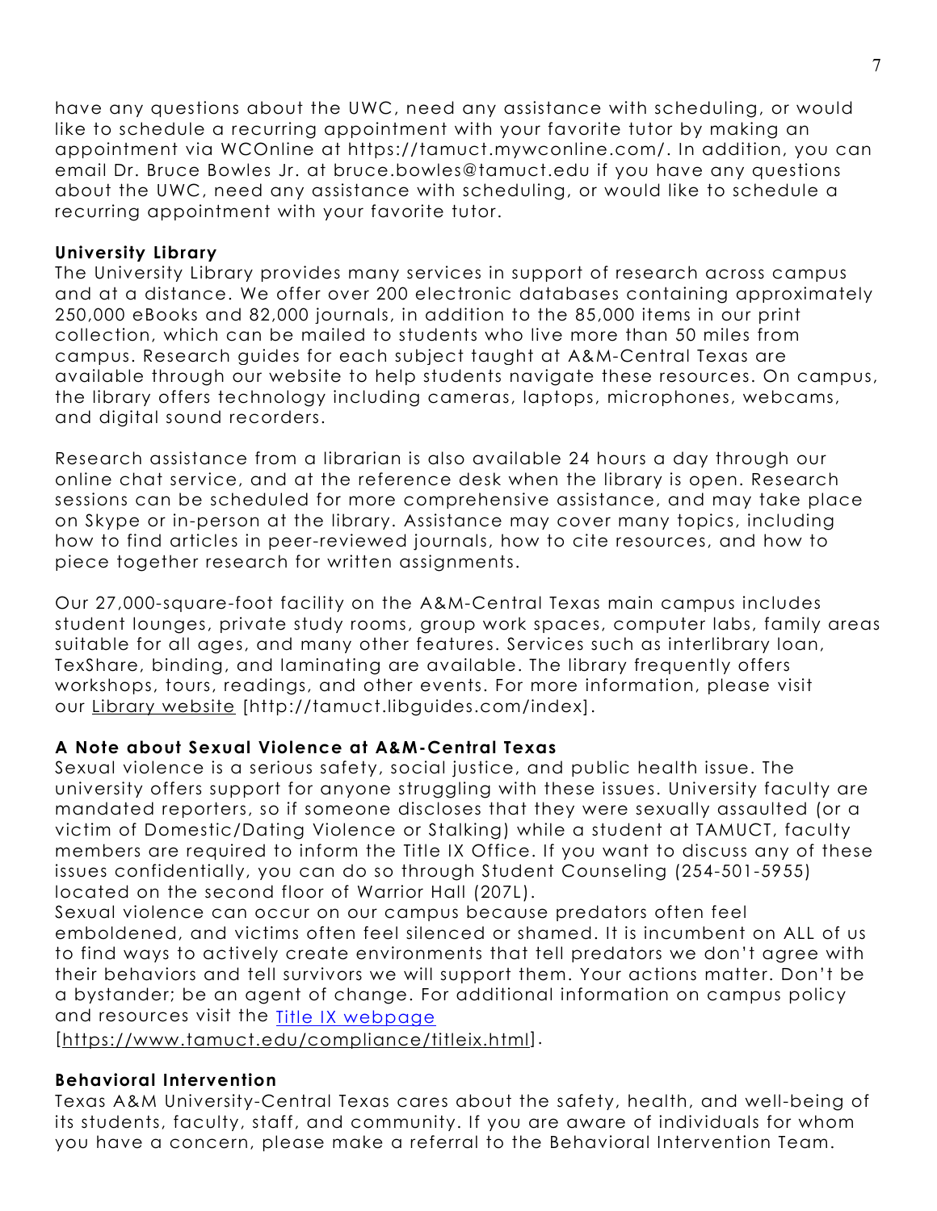have any questions about the UWC, need any assistance with scheduling, or would like to schedule a recurring appointment with your favorite tutor by making an appointment via WCOnline at https://tamuct.mywconline.com/. In addition, you can email Dr. Bruce Bowles Jr. at bruce.bowles@tamuct.edu if you have any questions about the UWC, need any assistance with scheduling, or would like to schedule a recurring appointment with your favorite tutor.

**University Library**

The University Library provides many services in support of research across campus and at a distance. We offer over 200 electronic databases containing approximately 250,000 eBooks and 82,000 journals, in addition to the 85,000 items in our print collection, which can be mailed to students who live more than 50 miles from campus. Research guides for each subject taught at A&M-Central Texas are available through our website to help students navigate these resources. On campus, the library offers technology including cameras, laptops, microphones, webcams, and digital sound recorders.

Research assistance from a librarian is also available 24 hours a day through our online chat service, and at the reference desk when the library is open. Research sessions can be scheduled for more comprehensive assistance, and may take place on Skype or in-person at the library. Assistance may cover many topics, including how to find articles in peer-reviewed journals, how to cite resources, and how to piece together research for written assignments.

Our 27,000-square-foot facility on the A&M-Central Texas main campus includes student lounges, private study rooms, group work spaces, computer labs, family areas suitable for all ages, and many other features. Services such as interlibrary loan, TexShare, binding, and laminating are available. The library frequently offers workshops, tours, readings, and other events. For more information, please visit our Library website [http://tamuct.libguides.com/index].

**A Note about Sexual Violence at A&M-Central Texas**

Sexual violence is a serious safety, social justice, and public health issue. The university offers support for anyone struggling with these issues. University faculty are mandated reporters, so if someone discloses that they were sexually assaulted (or a victim of Domestic/Dating Violence or Stalking) while a student at TAMUCT, faculty members are required to inform the Title IX Office. If you want to discuss any of these issues confidentially, you can do so through Student Counseling (254-501-5955) located on the second floor of Warrior Hall (207L).

Sexual violence can occur on our campus because predators often feel emboldened, and victims often feel silenced or shamed. It is incumbent on ALL of us to find ways to actively create environments that tell predators we don't agree with their behaviors and tell survivors we will support them. Your actions matter. Don't be a bystander; be an agent of change. For additional information on campus policy and resources visit the Title IX webpage [https://www.tamuct.edu/compliance/titleix.html].

**Behavioral Intervention**

Texas A&M University-Central Texas cares about the safety, health, and well-being of its students, faculty, staff, and community. If you are aware of individuals for whom you have a concern, please make a referral to the Behavioral Intervention Team.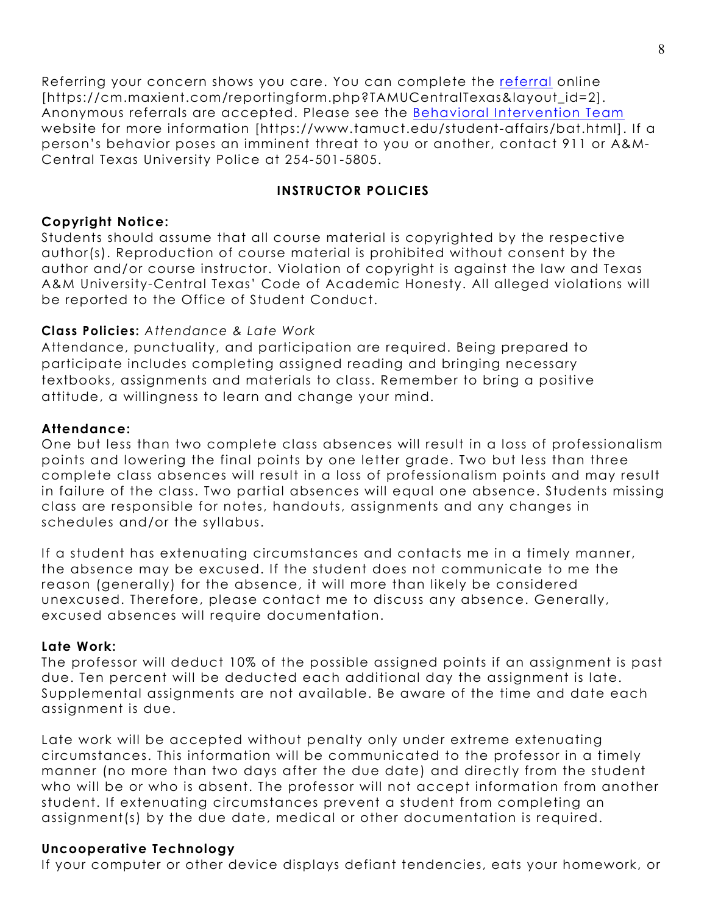Referring your concern shows you care. You can complete the [referral](https://cm.maxient.com/reportingform.php?TAMUCentralTexas&layout_id=2) online [https://cm.maxient.com/reportingform.php?TAMUCentralTexas&layout_id=2]. Anonymous referrals are accepted. Please see the [Behavioral Intervention Team](https://www.tamuct.edu/student-affairs/bat.html) website for more information [https://www.tamuct.edu/student-affairs/bat.html]. If a person's behavior poses an imminent threat to you or another, contact 911 or A&M-Central Texas University Police at 254-501-5805.

## INSTRUCTOR POLICIES

**Copyright Notice:**
Students should assume that all course material is copyrighted by the respective author(s). Reproduction of course material is prohibited without consent by the author and/or course instructor. Violation of copyright is against the law and Texas A&M University-Central Texas' Code of Academic Honesty. All alleged violations will be reported to the Office of Student Conduct.

**Class Policies:** *Attendance & Late Work*
Attendance, punctuality, and participation are required. Being prepared to participate includes completing assigned reading and bringing necessary textbooks, assignments and materials to class. Remember to bring a positive attitude, a willingness to learn and change your mind.

**Attendance:**
One but less than two complete class absences will result in a loss of professionalism points and lowering the final points by one letter grade. Two but less than three complete class absences will result in a loss of professionalism points and may result in failure of the class. Two partial absences will equal one absence. Students missing class are responsible for notes, handouts, assignments and any changes in schedules and/or the syllabus.

If a student has extenuating circumstances and contacts me in a timely manner, the absence may be excused. If the student does not communicate to me the reason (generally) for the absence, it will more than likely be considered unexcused. Therefore, please contact me to discuss any absence. Generally, excused absences will require documentation.

**Late Work:**
The professor will deduct 10% of the possible assigned points if an assignment is past due. Ten percent will be deducted each additional day the assignment is late. Supplemental assignments are not available. Be aware of the time and date each assignment is due.

Late work will be accepted without penalty only under extreme extenuating circumstances. This information will be communicated to the professor in a timely manner (no more than two days after the due date) and directly from the student who will be or who is absent. The professor will not accept information from another student. If extenuating circumstances prevent a student from completing an assignment(s) by the due date, medical or other documentation is required.

**Uncooperative Technology**
If your computer or other device displays defiant tendencies, eats your homework, or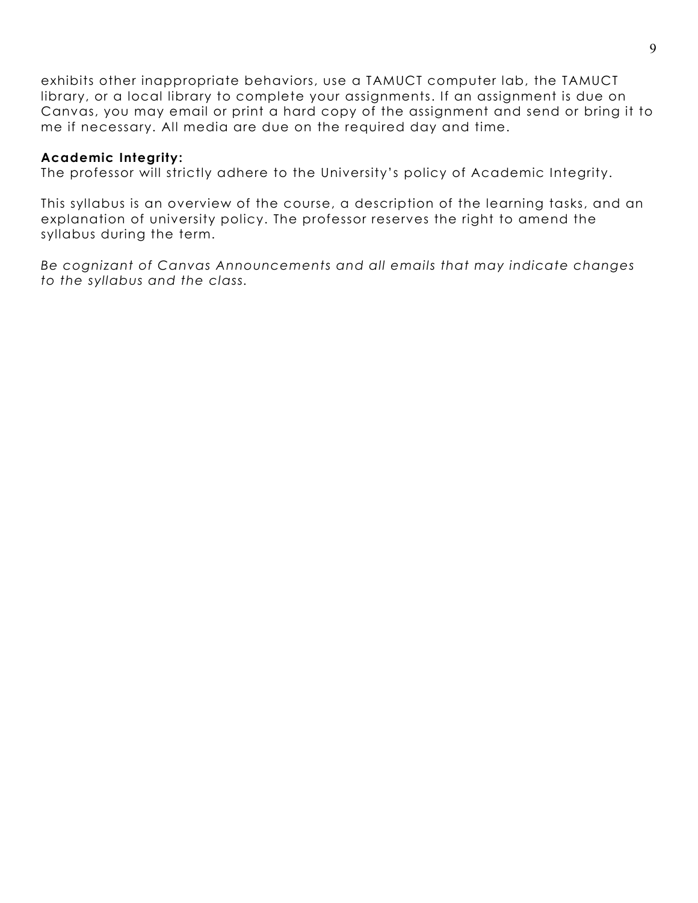exhibits other inappropriate behaviors, use a TAMUCT computer lab, the TAMUCT library, or a local library to complete your assignments. If an assignment is due on Canvas, you may email or print a hard copy of the assignment and send or bring it to me if necessary. All media are due on the required day and time.

**Academic Integrity:**
The professor will strictly adhere to the University's policy of Academic Integrity.

This syllabus is an overview of the course, a description of the learning tasks, and an explanation of university policy. The professor reserves the right to amend the syllabus during the term.

*Be cognizant of Canvas Announcements and all emails that may indicate changes to the syllabus and the class.*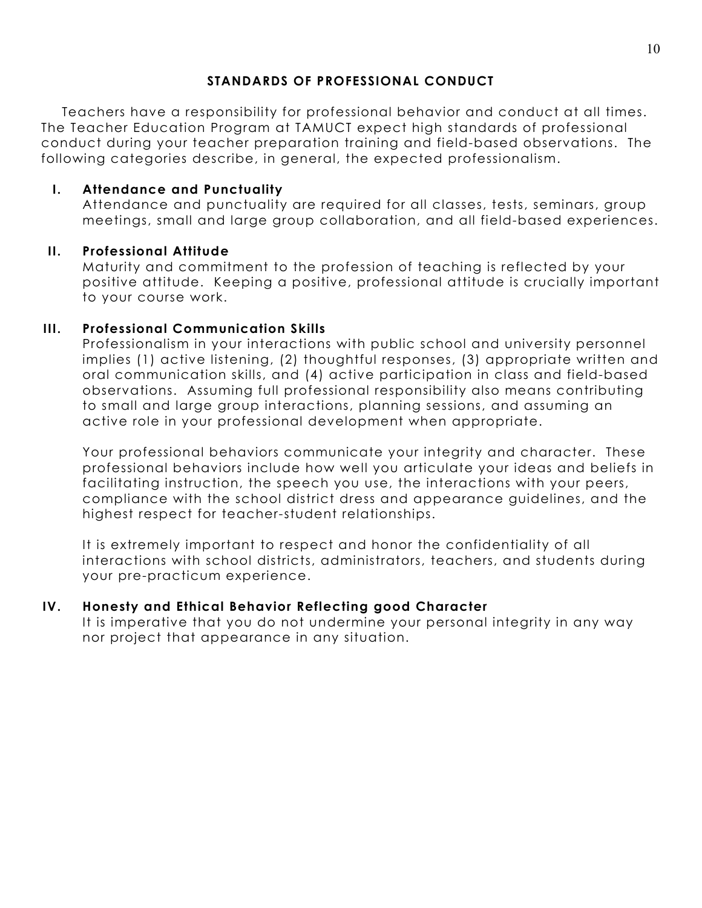## STANDARDS OF PROFESSIONAL CONDUCT

Teachers have a responsibility for professional behavior and conduct at all times. The Teacher Education Program at TAMUCT expect high standards of professional conduct during your teacher preparation training and field-based observations. The following categories describe, in general, the expected professionalism.

### I. Attendance and Punctuality

Attendance and punctuality are required for all classes, tests, seminars, group meetings, small and large group collaboration, and all field-based experiences.

### II. Professional Attitude

Maturity and commitment to the profession of teaching is reflected by your positive attitude. Keeping a positive, professional attitude is crucially important to your course work.

### III. Professional Communication Skills

Professionalism in your interactions with public school and university personnel implies (1) active listening, (2) thoughtful responses, (3) appropriate written and oral communication skills, and (4) active participation in class and field-based observations. Assuming full professional responsibility also means contributing to small and large group interactions, planning sessions, and assuming an active role in your professional development when appropriate.

Your professional behaviors communicate your integrity and character. These professional behaviors include how well you articulate your ideas and beliefs in facilitating instruction, the speech you use, the interactions with your peers, compliance with the school district dress and appearance guidelines, and the highest respect for teacher-student relationships.

It is extremely important to respect and honor the confidentiality of all interactions with school districts, administrators, teachers, and students during your pre-practicum experience.

### IV. Honesty and Ethical Behavior Reflecting good Character

It is imperative that you do not undermine your personal integrity in any way nor project that appearance in any situation.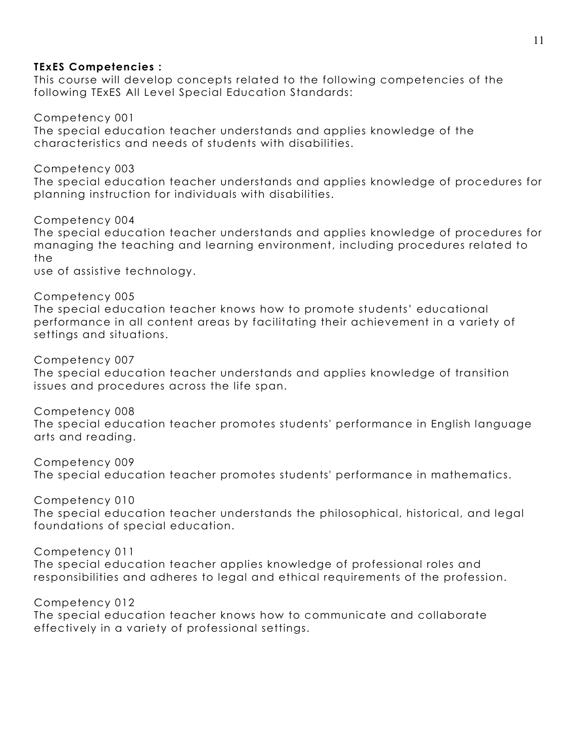**TExES Competencies :**

This course will develop concepts related to the following competencies of the following TExES All Level Special Education Standards:

Competency 001
The special education teacher understands and applies knowledge of the characteristics and needs of students with disabilities.

Competency 003
The special education teacher understands and applies knowledge of procedures for planning instruction for individuals with disabilities.

Competency 004
The special education teacher understands and applies knowledge of procedures for managing the teaching and learning environment, including procedures related to the use of assistive technology.

Competency 005
The special education teacher knows how to promote students' educational performance in all content areas by facilitating their achievement in a variety of settings and situations.

Competency 007
The special education teacher understands and applies knowledge of transition issues and procedures across the life span.

Competency 008
The special education teacher promotes students' performance in English language arts and reading.

Competency 009
The special education teacher promotes students' performance in mathematics.

Competency 010
The special education teacher understands the philosophical, historical, and legal foundations of special education.

Competency 011
The special education teacher applies knowledge of professional roles and responsibilities and adheres to legal and ethical requirements of the profession.

Competency 012
The special education teacher knows how to communicate and collaborate effectively in a variety of professional settings.